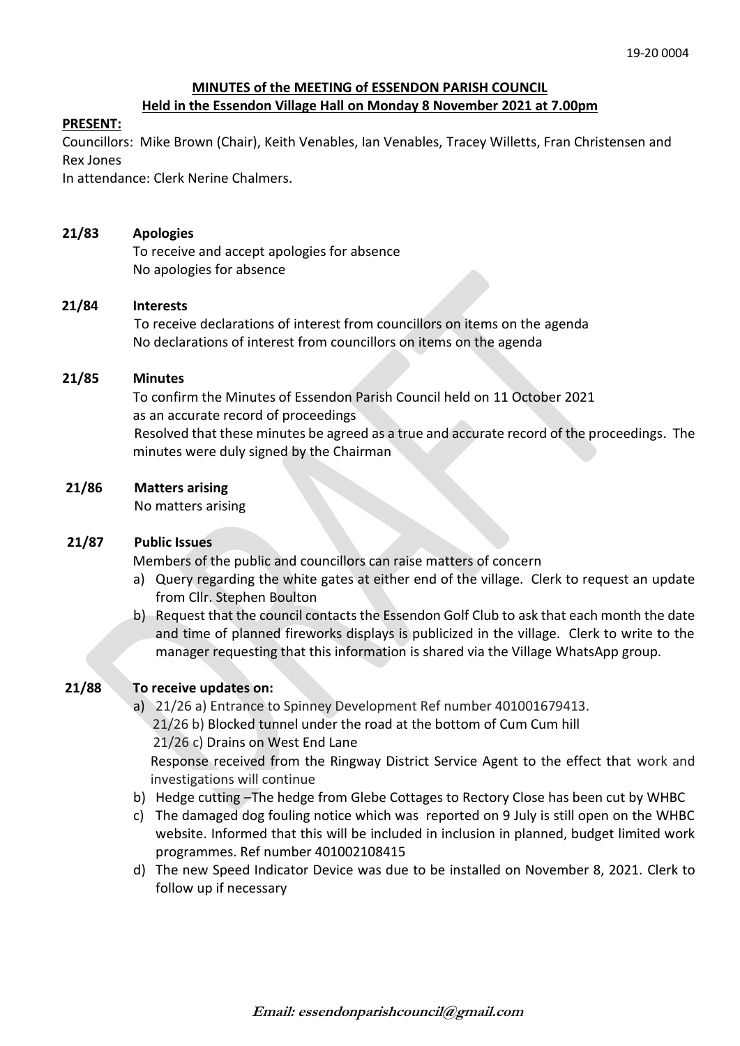19-20 0004

## MINUTES of the MEETING of ESSENDON PARISH COUNCIL
## Held in the Essendon Village Hall on Monday 8 November 2021 at 7.00pm

**PRESENT:**

Councillors: Mike Brown (Chair), Keith Venables, Ian Venables, Tracey Willetts, Fran Christensen and Rex Jones

In attendance: Clerk Nerine Chalmers.

**21/83 Apologies**

To receive and accept apologies for absence

No apologies for absence

**21/84 Interests**

To receive declarations of interest from councillors on items on the agenda

No declarations of interest from councillors on items on the agenda

**21/85 Minutes**

To confirm the Minutes of Essendon Parish Council held on 11 October 2021 as an accurate record of proceedings

Resolved that these minutes be agreed as a true and accurate record of the proceedings. The minutes were duly signed by the Chairman

**21/86 Matters arising**

No matters arising

**21/87 Public Issues**

Members of the public and councillors can raise matters of concern

a) Query regarding the white gates at either end of the village. Clerk to request an update from Cllr. Stephen Boulton
b) Request that the council contacts the Essendon Golf Club to ask that each month the date and time of planned fireworks displays is publicized in the village. Clerk to write to the manager requesting that this information is shared via the Village WhatsApp group.

**21/88 To receive updates on:**

a) 21/26 a) Entrance to Spinney Development Ref number 401001679413.
   21/26 b) Blocked tunnel under the road at the bottom of Cum Cum hill
   21/26 c) Drains on West End Lane
   Response received from the Ringway District Service Agent to the effect that work and investigations will continue
b) Hedge cutting –The hedge from Glebe Cottages to Rectory Close has been cut by WHBC
c) The damaged dog fouling notice which was reported on 9 July is still open on the WHBC website. Informed that this will be included in inclusion in planned, budget limited work programmes. Ref number 401002108415
d) The new Speed Indicator Device was due to be installed on November 8, 2021. Clerk to follow up if necessary

**Email: essendonparishcouncil@gmail.com**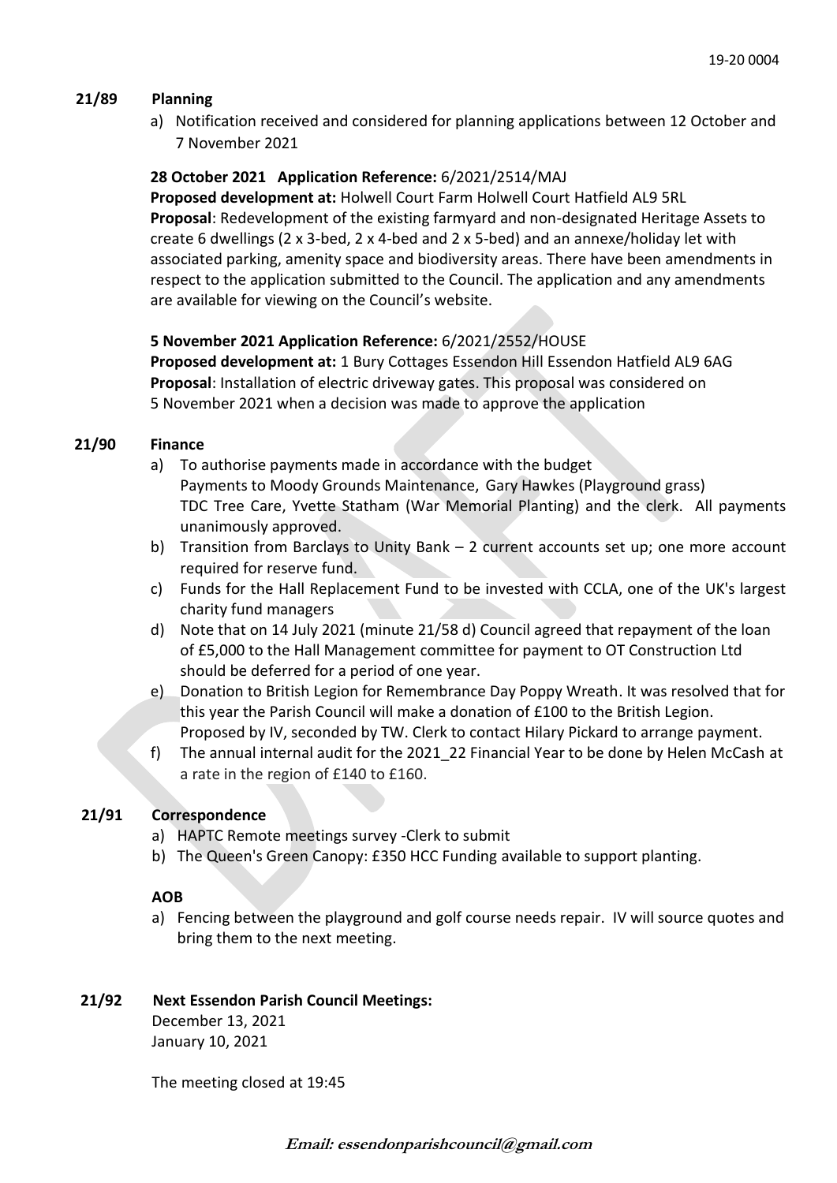**21/89 Planning**

a) Notification received and considered for planning applications between 12 October and 7 November 2021

**28 October 2021 Application Reference:** 6/2021/2514/MAJ
**Proposed development at:** Holwell Court Farm Holwell Court Hatfield AL9 5RL
**Proposal**: Redevelopment of the existing farmyard and non-designated Heritage Assets to create 6 dwellings (2 x 3-bed, 2 x 4-bed and 2 x 5-bed) and an annexe/holiday let with associated parking, amenity space and biodiversity areas. There have been amendments in respect to the application submitted to the Council. The application and any amendments are available for viewing on the Council's website.

**5 November 2021 Application Reference:** 6/2021/2552/HOUSE
**Proposed development at:** 1 Bury Cottages Essendon Hill Essendon Hatfield AL9 6AG
**Proposal**: Installation of electric driveway gates. This proposal was considered on 5 November 2021 when a decision was made to approve the application

**21/90 Finance**

a) To authorise payments made in accordance with the budget
Payments to Moody Grounds Maintenance, Gary Hawkes (Playground grass) TDC Tree Care, Yvette Statham (War Memorial Planting) and the clerk. All payments unanimously approved.
b) Transition from Barclays to Unity Bank – 2 current accounts set up; one more account required for reserve fund.
c) Funds for the Hall Replacement Fund to be invested with CCLA, one of the UK's largest charity fund managers
d) Note that on 14 July 2021 (minute 21/58 d) Council agreed that repayment of the loan of £5,000 to the Hall Management committee for payment to OT Construction Ltd should be deferred for a period of one year.
e) Donation to British Legion for Remembrance Day Poppy Wreath. It was resolved that for this year the Parish Council will make a donation of £100 to the British Legion. Proposed by IV, seconded by TW. Clerk to contact Hilary Pickard to arrange payment.
f) The annual internal audit for the 2021_22 Financial Year to be done by Helen McCash at a rate in the region of £140 to £160.

**21/91 Correspondence**

a) HAPTC Remote meetings survey -Clerk to submit
b) The Queen's Green Canopy: £350 HCC Funding available to support planting.

**AOB**

a) Fencing between the playground and golf course needs repair. IV will source quotes and bring them to the next meeting.

**21/92 Next Essendon Parish Council Meetings:**

December 13, 2021
January 10, 2021

The meeting closed at 19:45

**Email: essendonparishcouncil@gmail.com**